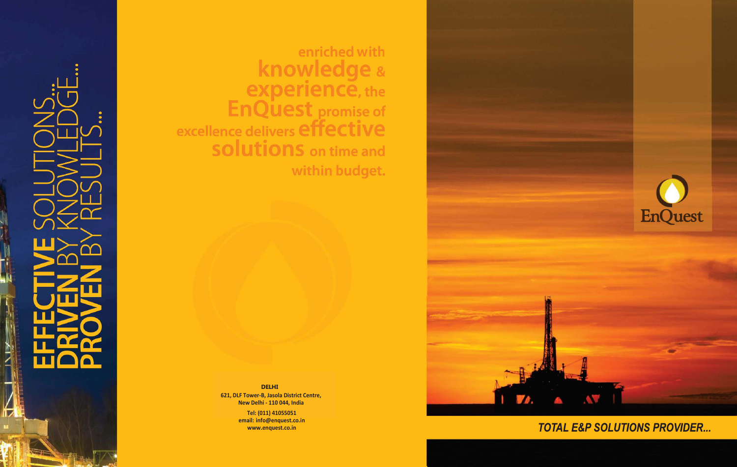EFFECTIVE SOLUTIONS...
DRIVEN BY KNOWLEDGE...
PROVEN BY RESULTS...

enriched with **knowledge** & **experience**, the **EnQuest** promise of excellence delivers **effective solutions** on time and within budget.

**DELHI**
621, DLF Tower-B, Jasola District Centre,
New Delhi - 110 044, India

Tel: (011) 41055051
email: info@enquest.co.in
www.enquest.co.in

EnQuest

*TOTAL E&P SOLUTIONS PROVIDER...*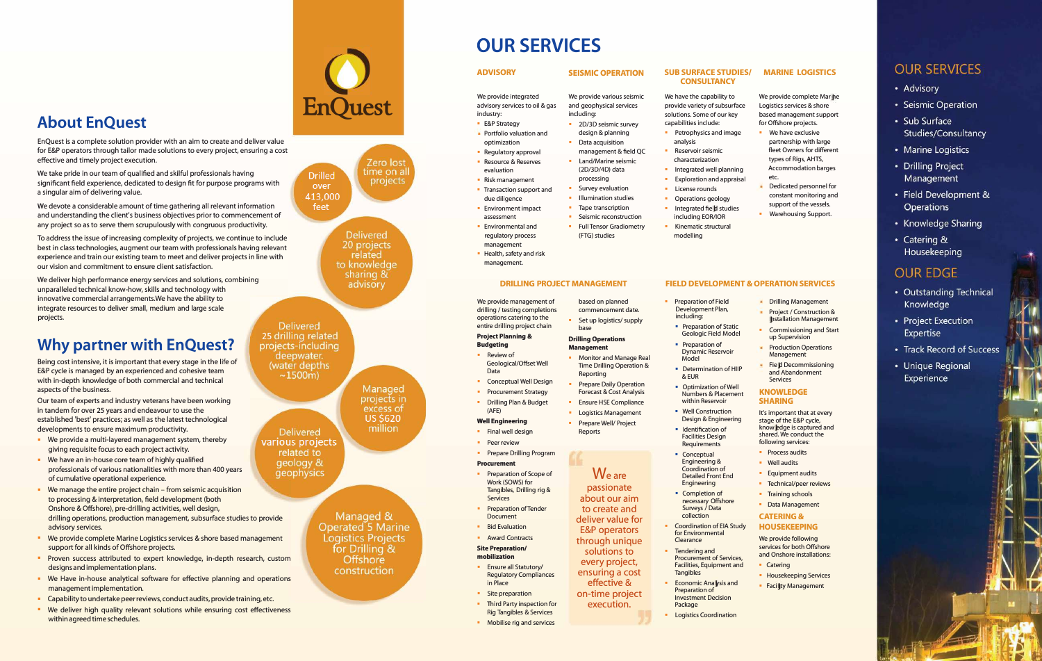# About EnQuest

EnQuest is a complete solution provider with an aim to create and deliver value for E&P operators through tailor made solutions to every project, ensuring a cost effective and timely project execution.

We take pride in our team of qualified and skilful professionals having significant field experience, dedicated to design fit for purpose programs with a singular aim of delivering value.

We devote a considerable amount of time gathering all relevant information and understanding the client's business objectives prior to commencement of any project so as to serve them scrupulously with congruous productivity.

To address the issue of increasing complexity of projects, we continue to include best in class technologies, augment our team with professionals having relevant experience and train our existing team to meet and deliver projects in line with our vision and commitment to ensure client satisfaction.

We deliver high performance energy services and solutions, combining unparalleled technical know-how, skills and technology with innovative commercial arrangements.We have the ability to integrate resources to deliver small, medium and large scale projects.

# Why partner with EnQuest?

Being cost intensive, it is important that every stage in the life of E&P cycle is managed by an experienced and cohesive team with in-depth knowledge of both commercial and technical aspects of the business.

Our team of experts and industry veterans have been working in tandem for over 25 years and endeavour to use the established 'best' practices; as well as the latest technological developments to ensure maximum productivity.

- We provide a multi-layered management system, thereby giving requisite focus to each project activity.
- We have an in-house core team of highly qualified professionals of various nationalities with more than 400 years of cumulative operational experience.
- We manage the entire project chain – from seismic acquisition to processing & interpretation, field development (both Onshore & Offshore), pre-drilling activities, well design, drilling operations, production management, subsurface studies to provide advisory services.
- We provide complete Marine Logistics services & shore based management support for all kinds of Offshore projects.
- Proven success attributed to expert knowledge, in-depth research, custom designs and implementation plans.
- We Have in-house analytical software for effective planning and operations management implementation.
- Capability to undertake peer reviews, conduct audits, provide training, etc.
- We deliver high quality relevant solutions while ensuring cost effectiveness within agreed time schedules.

EnQuest

Drilled over 413,000 feet

Zero lost time on all projects

Delivered 20 projects related to knowledge sharing & advisory

Delivered 25 drilling related projects-including deepwater. (water depths ~1500m)

Managed projects in excess of US $620 million

Delivered various projects related to geology & geophysics

Managed & Operated 5 Marine Logistics Projects for Drilling & Offshore construction

# OUR SERVICES

## ADVISORY

We provide integrated advisory services to oil & gas industry:

- E&P Strategy
- Portfolio valuation and optimization
- Regulatory approval
- Resource & Reserves evaluation
- Risk management
- Transaction support and due diligence
- Environment impact assessment
- Environmental and regulatory process management
- Health, safety and risk management.

## SEISMIC OPERATION

We provide various seismic and geophysical services including:

- 2D/3D seismic survey design & planning
- Data acquisition management & field QC
- Land/Marine seismic (2D/3D/4D) data processing
- Survey evaluation
- Illumination studies
- Tape transcription
- Seismic reconstruction
- Full Tensor Gradiometry (FTG) studies

## SUB SURFACE STUDIES/ CONSULTANCY

We have the capability to provide variety of subsurface solutions. Some of our key capabilities include:

- Petrophysics and image analysis
- Reservoir seismic characterization
- Integrated well planning
- Exploration and appraisal
- License rounds
- Operations geology
- Integrated field studies including EOR/IOR
- Kinematic structural modelling

## MARINE LOGISTICS

We provide complete Marine Logistics services & shore based management support for Offshore projects.

- We have exclusive partnership with large fleet Owners for different types of Rigs, AHTS, Accommodation barges etc.
- Dedicated personnel for constant monitoring and support of the vessels.
- Warehousing Support.

## DRILLING PROJECT MANAGEMENT

We provide management of drilling / testing completions operations catering to the entire drilling project chain based on planned commencement date.

- Set up logistics/ supply base

**Project Planning & Budgeting**

- Review of Geological/Offset Well Data
- Conceptual Well Design
- Procurement Strategy
- Drilling Plan & Budget (AFE)

**Well Engineering**

- Final well design
- Peer review
- Prepare Drilling Program

**Procurement**

- Preparation of Scope of Work (SOWS) for Tangibles, Drilling rig & Services
- Preparation of Tender Document
- Bid Evaluation
- Award Contracts

**Site Preparation/ mobilization**

- Ensure all Statutory/ Regulatory Compliances in Place
- Site preparation
- Third Party inspection for Rig Tangibles & Services
- Mobilise rig and services

**Drilling Operations Management**

- Monitor and Manage Real Time Drilling Operation & Reporting
- Prepare Daily Operation Forecast & Cost Analysis
- Ensure HSE Compliance
- Logistics Management
- Prepare Well/ Project Reports

> We are passionate about our aim to create and deliver value for E&P operators through unique solutions to every project, ensuring a cost effective & on-time project execution.

## FIELD DEVELOPMENT & OPERATION SERVICES

- Preparation of Field Development Plan, including:
  - Preparation of Static Geologic Field Model
  - Preparation of Dynamic Reservoir Model
  - Determination of HIIP & EUR
  - Optimization of Well Numbers & Placement within Reservoir
  - Well Construction Design & Engineering
  - Identification of Facilities Design Requirements
  - Conceptual Engineering & Coordination of Detailed Front End Engineering
  - Completion of necessary Offshore Surveys / Data collection
- Coordination of EIA Study for Environmental Clearance
- Tendering and Procurement of Services, Facilities, Equipment and Tangibles
- Economic Analysis and Preparation of Investment Decision Package
- Logistics Coordination
- Drilling Management
- Project / Construction & Installation Management
- Commissioning and Start up Supervision
- Production Operations Management
- Field Decommissioning and Abandonment Services

## KNOWLEDGE SHARING

It's important that at every stage of the E&P cycle, knowledge is captured and shared. We conduct the following services:

- Process audits
- Well audits
- Equipment audits
- Technical/peer reviews
- Training schools
- Data Management

## CATERING & HOUSEKEEPING

We provide following services for both Offshore and Onshore installations:

- Catering
- Housekeeping Services
- Facility Management

# OUR SERVICES

- Advisory
- Seismic Operation
- Sub Surface Studies/Consultancy
- Marine Logistics
- Drilling Project Management
- Field Development & Operations
- Knowledge Sharing
- Catering & Housekeeping

# OUR EDGE

- Outstanding Technical Knowledge
- Project Execution Expertise
- Track Record of Success
- Unique Regional Experience